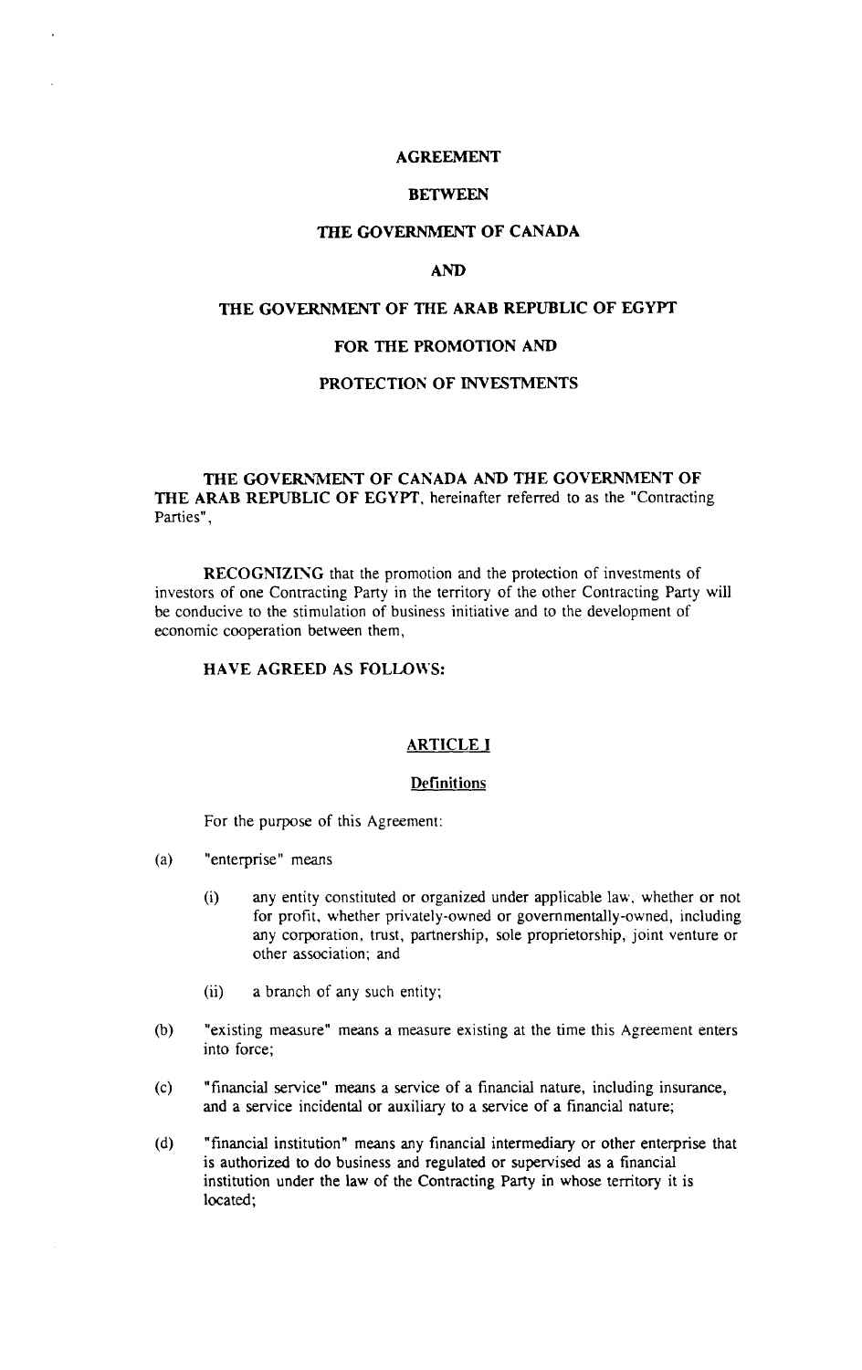# AGREEMENT

# BETWEEN

# THE GOVERNMENT OF CANADA

# AND

# THE GOVERNMENT OF THE ARAB REPUBLIC OF EGYPT

# FOR THE PROMOTION AND

# PROTECTION OF INVESTMENTS

**THE GOVERNMENT OF CANADA AND THE GOVERNMENT OF THE ARAB REPUBLIC OF EGYPT**, hereinafter referred to as the "Contracting Parties",

**RECOGNIZING** that the promotion and the protection of investments of investors of one Contracting Party in the territory of the other Contracting Party will be conducive to the stimulation of business initiative and to the development of economic cooperation between them,

**HAVE AGREED AS FOLLOWS:**

## ARTICLE I

### Definitions

For the purpose of this Agreement:

(a) "enterprise" means

   (i) any entity constituted or organized under applicable law, whether or not for profit, whether privately-owned or governmentally-owned, including any corporation, trust, partnership, sole proprietorship, joint venture or other association; and

   (ii) a branch of any such entity;

(b) "existing measure" means a measure existing at the time this Agreement enters into force;

(c) "financial service" means a service of a financial nature, including insurance, and a service incidental or auxiliary to a service of a financial nature;

(d) "financial institution" means any financial intermediary or other enterprise that is authorized to do business and regulated or supervised as a financial institution under the law of the Contracting Party in whose territory it is located;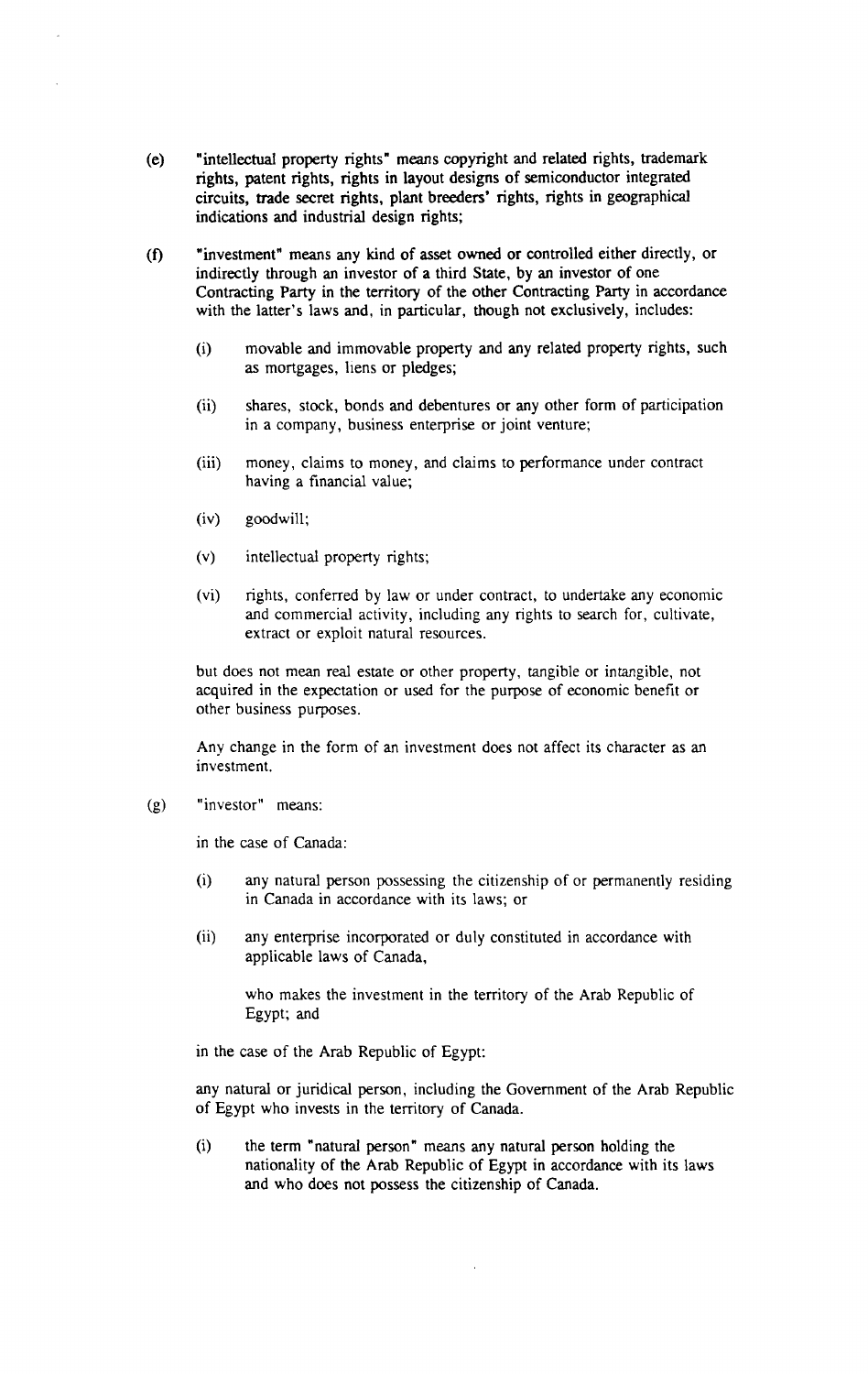(e) "intellectual property rights" means copyright and related rights, trademark rights, patent rights, rights in layout designs of semiconductor integrated circuits, trade secret rights, plant breeders' rights, rights in geographical indications and industrial design rights;

(f) "investment" means any kind of asset owned or controlled either directly, or indirectly through an investor of a third State, by an investor of one Contracting Party in the territory of the other Contracting Party in accordance with the latter's laws and, in particular, though not exclusively, includes:

  (i) movable and immovable property and any related property rights, such as mortgages, liens or pledges;

  (ii) shares, stock, bonds and debentures or any other form of participation in a company, business enterprise or joint venture;

  (iii) money, claims to money, and claims to performance under contract having a financial value;

  (iv) goodwill;

  (v) intellectual property rights;

  (vi) rights, conferred by law or under contract, to undertake any economic and commercial activity, including any rights to search for, cultivate, extract or exploit natural resources.

  but does not mean real estate or other property, tangible or intangible, not acquired in the expectation or used for the purpose of economic benefit or other business purposes.

  Any change in the form of an investment does not affect its character as an investment.

(g) "investor" means:

  in the case of Canada:

  (i) any natural person possessing the citizenship of or permanently residing in Canada in accordance with its laws; or

  (ii) any enterprise incorporated or duly constituted in accordance with applicable laws of Canada,

    who makes the investment in the territory of the Arab Republic of Egypt; and

  in the case of the Arab Republic of Egypt:

  any natural or juridical person, including the Government of the Arab Republic of Egypt who invests in the territory of Canada.

  (i) the term "natural person" means any natural person holding the nationality of the Arab Republic of Egypt in accordance with its laws and who does not possess the citizenship of Canada.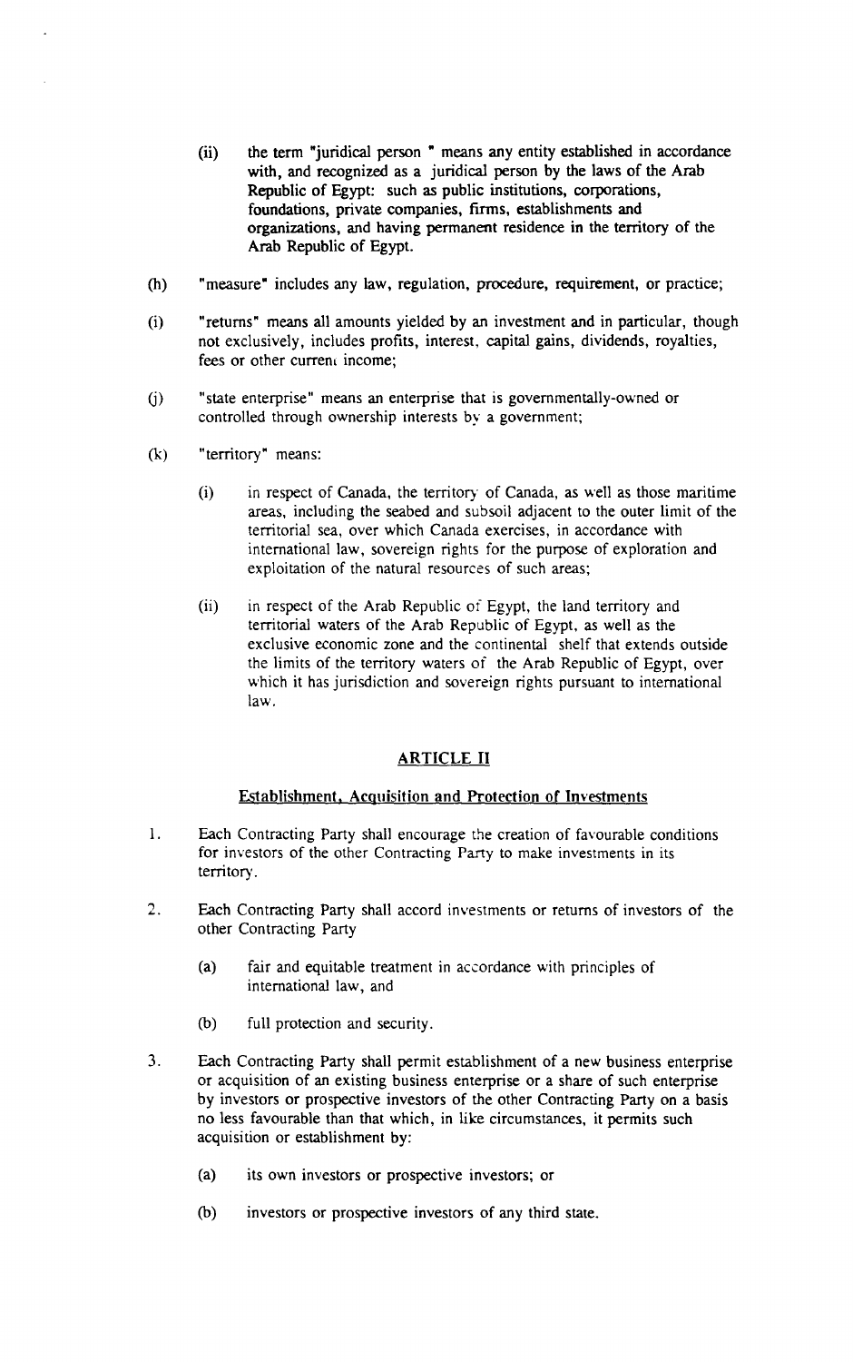(ii) the term "juridical person " means any entity established in accordance with, and recognized as a juridical person by the laws of the Arab Republic of Egypt: such as public institutions, corporations, foundations, private companies, firms, establishments and organizations, and having permanent residence in the territory of the Arab Republic of Egypt.

(h) "measure" includes any law, regulation, procedure, requirement, or practice;

(i) "returns" means all amounts yielded by an investment and in particular, though not exclusively, includes profits, interest, capital gains, dividends, royalties, fees or other current income;

(j) "state enterprise" means an enterprise that is governmentally-owned or controlled through ownership interests by a government;

(k) "territory" means:

(i) in respect of Canada, the territory of Canada, as well as those maritime areas, including the seabed and subsoil adjacent to the outer limit of the territorial sea, over which Canada exercises, in accordance with international law, sovereign rights for the purpose of exploration and exploitation of the natural resources of such areas;

(ii) in respect of the Arab Republic of Egypt, the land territory and territorial waters of the Arab Republic of Egypt, as well as the exclusive economic zone and the continental shelf that extends outside the limits of the territory waters of the Arab Republic of Egypt, over which it has jurisdiction and sovereign rights pursuant to international law.

## ARTICLE II

### Establishment, Acquisition and Protection of Investments

1. Each Contracting Party shall encourage the creation of favourable conditions for investors of the other Contracting Party to make investments in its territory.

2. Each Contracting Party shall accord investments or returns of investors of the other Contracting Party

   (a) fair and equitable treatment in accordance with principles of international law, and

   (b) full protection and security.

3. Each Contracting Party shall permit establishment of a new business enterprise or acquisition of an existing business enterprise or a share of such enterprise by investors or prospective investors of the other Contracting Party on a basis no less favourable than that which, in like circumstances, it permits such acquisition or establishment by:

   (a) its own investors or prospective investors; or

   (b) investors or prospective investors of any third state.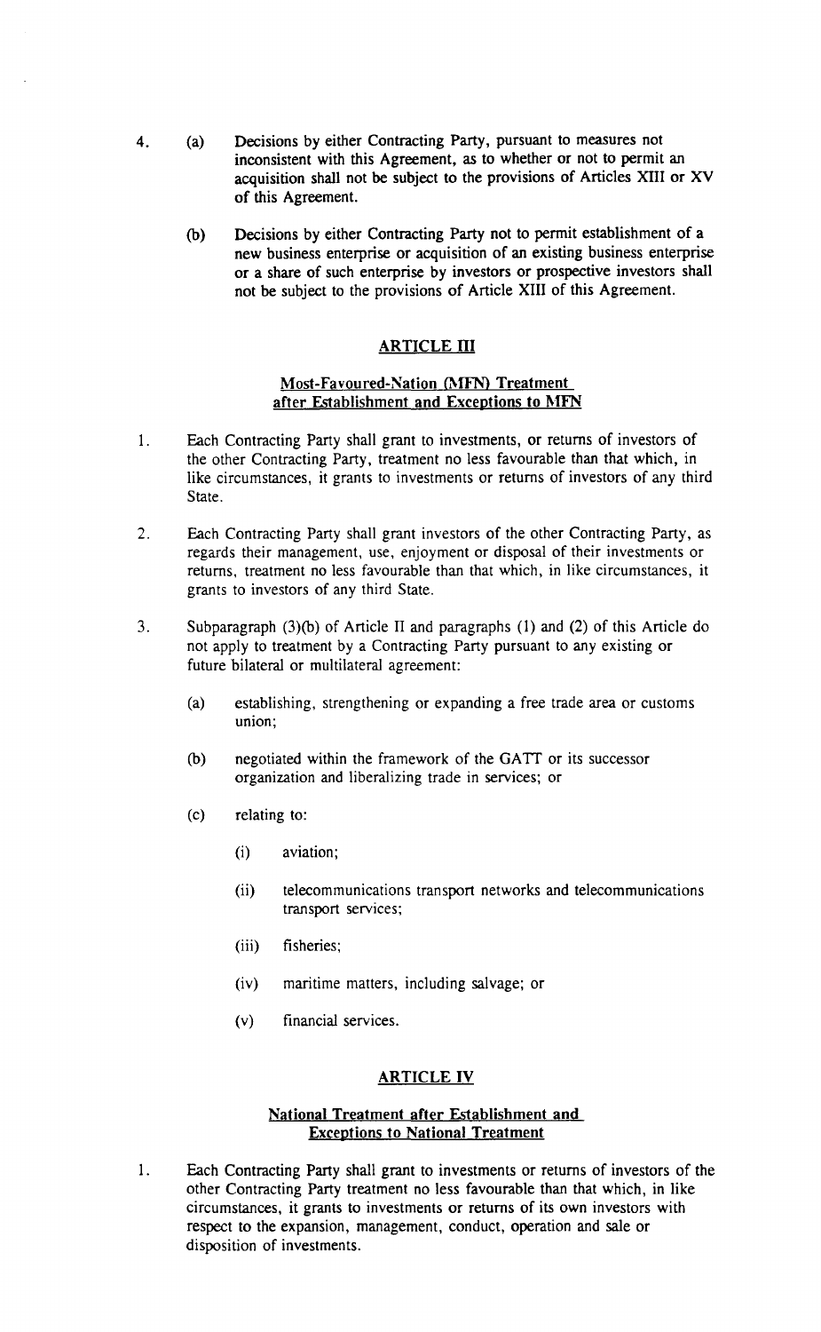4. (a) Decisions by either Contracting Party, pursuant to measures not inconsistent with this Agreement, as to whether or not to permit an acquisition shall not be subject to the provisions of Articles XIII or XV of this Agreement.

   (b) Decisions by either Contracting Party not to permit establishment of a new business enterprise or acquisition of an existing business enterprise or a share of such enterprise by investors or prospective investors shall not be subject to the provisions of Article XIII of this Agreement.

## ARTICLE III

### Most-Favoured-Nation (MFN) Treatment after Establishment and Exceptions to MFN

1. Each Contracting Party shall grant to investments, or returns of investors of the other Contracting Party, treatment no less favourable than that which, in like circumstances, it grants to investments or returns of investors of any third State.

2. Each Contracting Party shall grant investors of the other Contracting Party, as regards their management, use, enjoyment or disposal of their investments or returns, treatment no less favourable than that which, in like circumstances, it grants to investors of any third State.

3. Subparagraph (3)(b) of Article II and paragraphs (1) and (2) of this Article do not apply to treatment by a Contracting Party pursuant to any existing or future bilateral or multilateral agreement:

   (a) establishing, strengthening or expanding a free trade area or customs union;

   (b) negotiated within the framework of the GATT or its successor organization and liberalizing trade in services; or

   (c) relating to:

      (i) aviation;

      (ii) telecommunications transport networks and telecommunications transport services;

      (iii) fisheries;

      (iv) maritime matters, including salvage; or

      (v) financial services.

## ARTICLE IV

### National Treatment after Establishment and Exceptions to National Treatment

1. Each Contracting Party shall grant to investments or returns of investors of the other Contracting Party treatment no less favourable than that which, in like circumstances, it grants to investments or returns of its own investors with respect to the expansion, management, conduct, operation and sale or disposition of investments.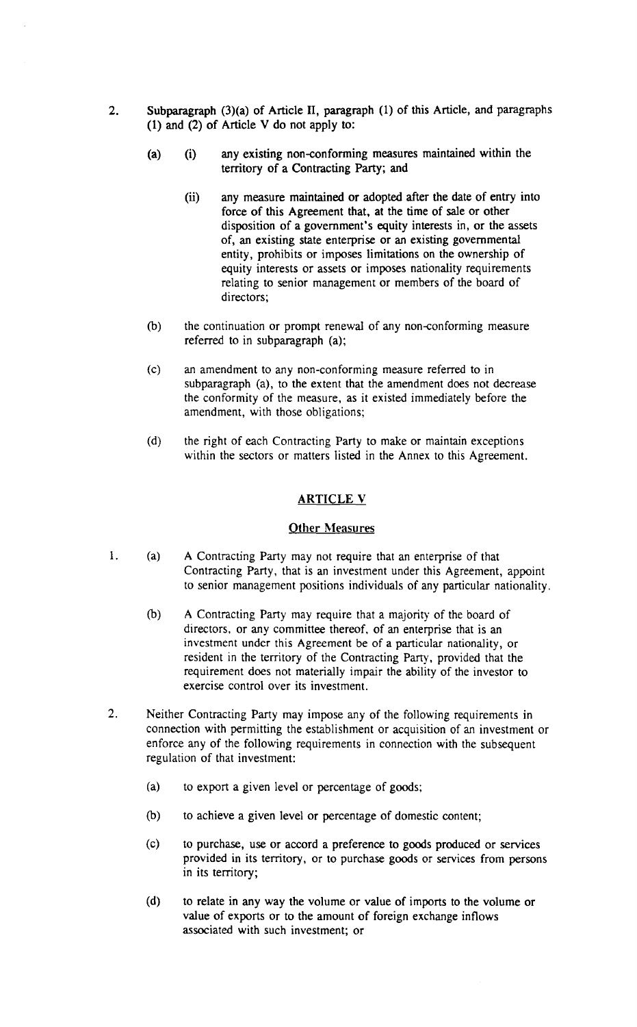2. Subparagraph (3)(a) of Article II, paragraph (1) of this Article, and paragraphs (1) and (2) of Article V do not apply to:

   (a) (i) any existing non-conforming measures maintained within the territory of a Contracting Party; and

   (ii) any measure maintained or adopted after the date of entry into force of this Agreement that, at the time of sale or other disposition of a government's equity interests in, or the assets of, an existing state enterprise or an existing governmental entity, prohibits or imposes limitations on the ownership of equity interests or assets or imposes nationality requirements relating to senior management or members of the board of directors;

   (b) the continuation or prompt renewal of any non-conforming measure referred to in subparagraph (a);

   (c) an amendment to any non-conforming measure referred to in subparagraph (a), to the extent that the amendment does not decrease the conformity of the measure, as it existed immediately before the amendment, with those obligations;

   (d) the right of each Contracting Party to make or maintain exceptions within the sectors or matters listed in the Annex to this Agreement.

## ARTICLE V

### Other Measures

1. (a) A Contracting Party may not require that an enterprise of that Contracting Party, that is an investment under this Agreement, appoint to senior management positions individuals of any particular nationality.

   (b) A Contracting Party may require that a majority of the board of directors, or any committee thereof, of an enterprise that is an investment under this Agreement be of a particular nationality, or resident in the territory of the Contracting Party, provided that the requirement does not materially impair the ability of the investor to exercise control over its investment.

2. Neither Contracting Party may impose any of the following requirements in connection with permitting the establishment or acquisition of an investment or enforce any of the following requirements in connection with the subsequent regulation of that investment:

   (a) to export a given level or percentage of goods;

   (b) to achieve a given level or percentage of domestic content;

   (c) to purchase, use or accord a preference to goods produced or services provided in its territory, or to purchase goods or services from persons in its territory;

   (d) to relate in any way the volume or value of imports to the volume or value of exports or to the amount of foreign exchange inflows associated with such investment; or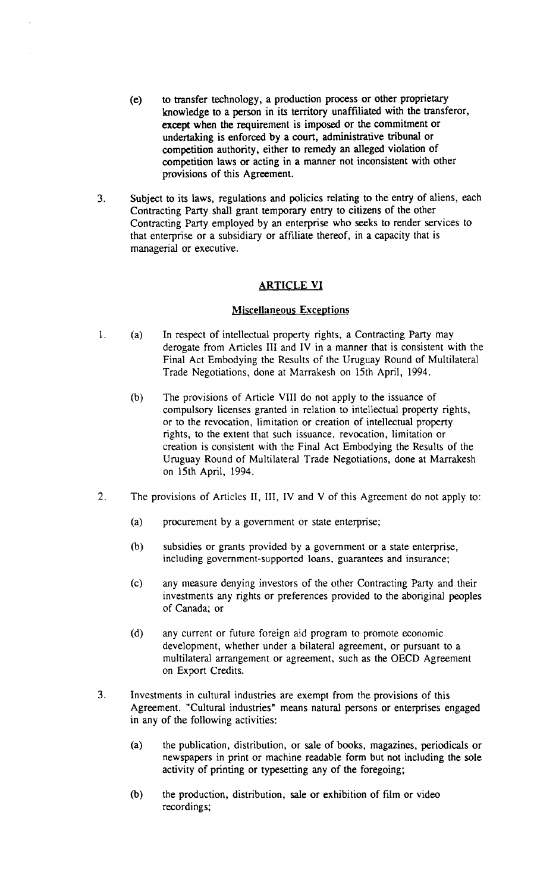(e) to transfer technology, a production process or other proprietary knowledge to a person in its territory unaffiliated with the transferor, except when the requirement is imposed or the commitment or undertaking is enforced by a court, administrative tribunal or competition authority, either to remedy an alleged violation of competition laws or acting in a manner not inconsistent with other provisions of this Agreement.

3. Subject to its laws, regulations and policies relating to the entry of aliens, each Contracting Party shall grant temporary entry to citizens of the other Contracting Party employed by an enterprise who seeks to render services to that enterprise or a subsidiary or affiliate thereof, in a capacity that is managerial or executive.

## ARTICLE VI

### Miscellaneous Exceptions

1. (a) In respect of intellectual property rights, a Contracting Party may derogate from Articles III and IV in a manner that is consistent with the Final Act Embodying the Results of the Uruguay Round of Multilateral Trade Negotiations, done at Marrakesh on 15th April, 1994.

   (b) The provisions of Article VIII do not apply to the issuance of compulsory licenses granted in relation to intellectual property rights, or to the revocation, limitation or creation of intellectual property rights, to the extent that such issuance, revocation, limitation or creation is consistent with the Final Act Embodying the Results of the Uruguay Round of Multilateral Trade Negotiations, done at Marrakesh on 15th April, 1994.

2. The provisions of Articles II, III, IV and V of this Agreement do not apply to:

   (a) procurement by a government or state enterprise;

   (b) subsidies or grants provided by a government or a state enterprise, including government-supported loans, guarantees and insurance;

   (c) any measure denying investors of the other Contracting Party and their investments any rights or preferences provided to the aboriginal peoples of Canada; or

   (d) any current or future foreign aid program to promote economic development, whether under a bilateral agreement, or pursuant to a multilateral arrangement or agreement, such as the OECD Agreement on Export Credits.

3. Investments in cultural industries are exempt from the provisions of this Agreement. "Cultural industries" means natural persons or enterprises engaged in any of the following activities:

   (a) the publication, distribution, or sale of books, magazines, periodicals or newspapers in print or machine readable form but not including the sole activity of printing or typesetting any of the foregoing;

   (b) the production, distribution, sale or exhibition of film or video recordings;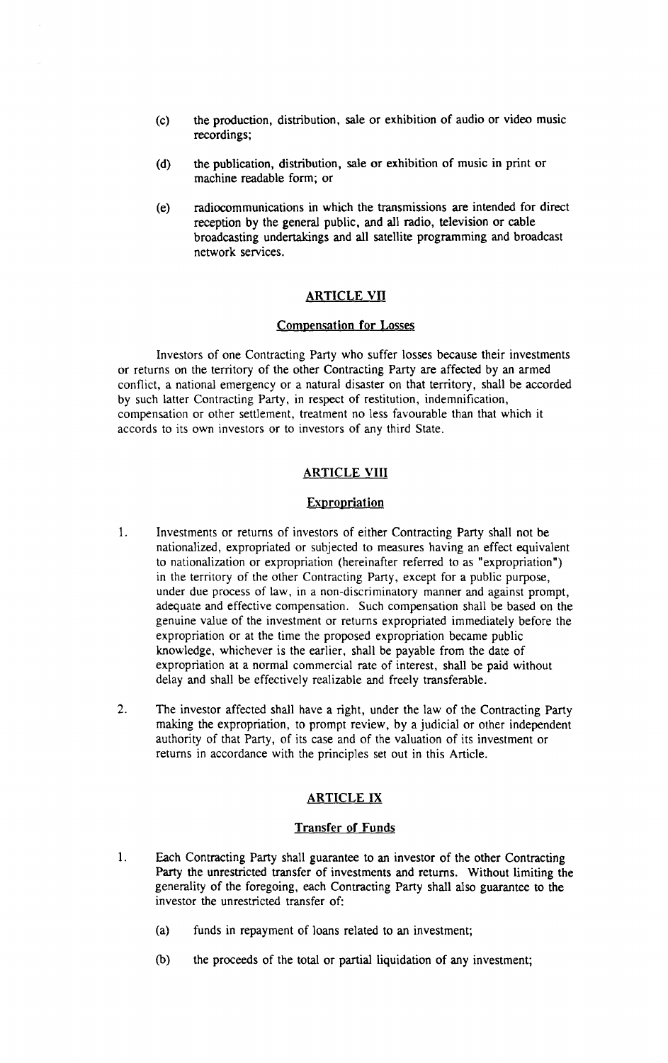(c) the production, distribution, sale or exhibition of audio or video music recordings;

(d) the publication, distribution, sale or exhibition of music in print or machine readable form; or

(e) radiocommunications in which the transmissions are intended for direct reception by the general public, and all radio, television or cable broadcasting undertakings and all satellite programming and broadcast network services.

## ARTICLE VII

### Compensation for Losses

Investors of one Contracting Party who suffer losses because their investments or returns on the territory of the other Contracting Party are affected by an armed conflict, a national emergency or a natural disaster on that territory, shall be accorded by such latter Contracting Party, in respect of restitution, indemnification, compensation or other settlement, treatment no less favourable than that which it accords to its own investors or to investors of any third State.

## ARTICLE VIII

### Expropriation

1. Investments or returns of investors of either Contracting Party shall not be nationalized, expropriated or subjected to measures having an effect equivalent to nationalization or expropriation (hereinafter referred to as "expropriation") in the territory of the other Contracting Party, except for a public purpose, under due process of law, in a non-discriminatory manner and against prompt, adequate and effective compensation. Such compensation shall be based on the genuine value of the investment or returns expropriated immediately before the expropriation or at the time the proposed expropriation became public knowledge, whichever is the earlier, shall be payable from the date of expropriation at a normal commercial rate of interest, shall be paid without delay and shall be effectively realizable and freely transferable.

2. The investor affected shall have a right, under the law of the Contracting Party making the expropriation, to prompt review, by a judicial or other independent authority of that Party, of its case and of the valuation of its investment or returns in accordance with the principles set out in this Article.

## ARTICLE IX

### Transfer of Funds

1. Each Contracting Party shall guarantee to an investor of the other Contracting Party the unrestricted transfer of investments and returns. Without limiting the generality of the foregoing, each Contracting Party shall also guarantee to the investor the unrestricted transfer of:

   (a) funds in repayment of loans related to an investment;

   (b) the proceeds of the total or partial liquidation of any investment;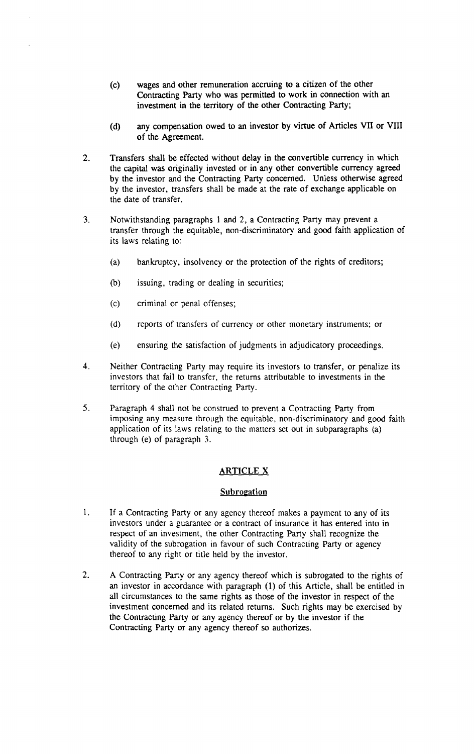(c) wages and other remuneration accruing to a citizen of the other Contracting Party who was permitted to work in connection with an investment in the territory of the other Contracting Party;

(d) any compensation owed to an investor by virtue of Articles VII or VIII of the Agreement.

2. Transfers shall be effected without delay in the convertible currency in which the capital was originally invested or in any other convertible currency agreed by the investor and the Contracting Party concerned. Unless otherwise agreed by the investor, transfers shall be made at the rate of exchange applicable on the date of transfer.

3. Notwithstanding paragraphs 1 and 2, a Contracting Party may prevent a transfer through the equitable, non-discriminatory and good faith application of its laws relating to:

   (a) bankruptcy, insolvency or the protection of the rights of creditors;

   (b) issuing, trading or dealing in securities;

   (c) criminal or penal offenses;

   (d) reports of transfers of currency or other monetary instruments; or

   (e) ensuring the satisfaction of judgments in adjudicatory proceedings.

4. Neither Contracting Party may require its investors to transfer, or penalize its investors that fail to transfer, the returns attributable to investments in the territory of the other Contracting Party.

5. Paragraph 4 shall not be construed to prevent a Contracting Party from imposing any measure through the equitable, non-discriminatory and good faith application of its laws relating to the matters set out in subparagraphs (a) through (e) of paragraph 3.

## ARTICLE X

### Subrogation

1. If a Contracting Party or any agency thereof makes a payment to any of its investors under a guarantee or a contract of insurance it has entered into in respect of an investment, the other Contracting Party shall recognize the validity of the subrogation in favour of such Contracting Party or agency thereof to any right or title held by the investor.

2. A Contracting Party or any agency thereof which is subrogated to the rights of an investor in accordance with paragraph (1) of this Article, shall be entitled in all circumstances to the same rights as those of the investor in respect of the investment concerned and its related returns. Such rights may be exercised by the Contracting Party or any agency thereof or by the investor if the Contracting Party or any agency thereof so authorizes.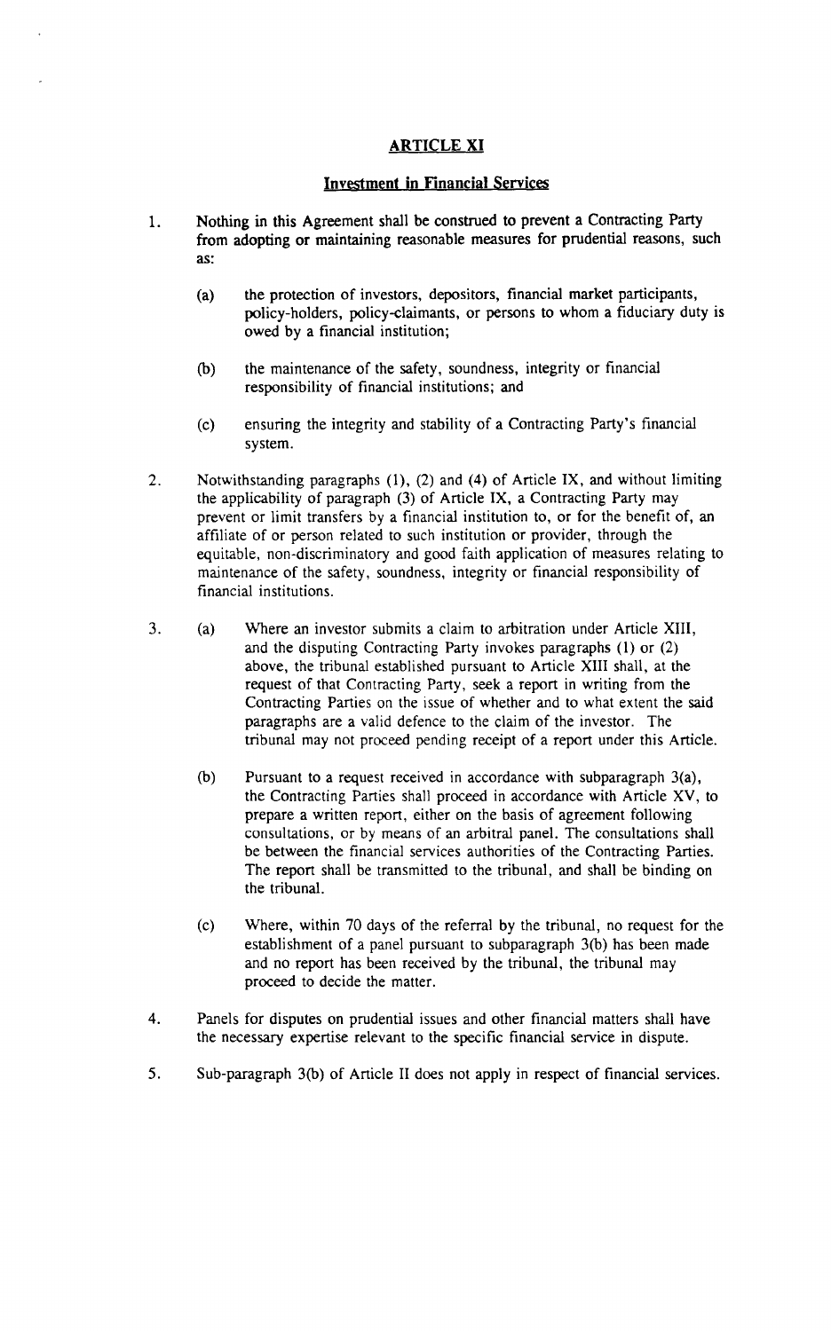## ARTICLE XI

### Investment in Financial Services

1. Nothing in this Agreement shall be construed to prevent a Contracting Party from adopting or maintaining reasonable measures for prudential reasons, such as:

   (a) the protection of investors, depositors, financial market participants, policy-holders, policy-claimants, or persons to whom a fiduciary duty is owed by a financial institution;

   (b) the maintenance of the safety, soundness, integrity or financial responsibility of financial institutions; and

   (c) ensuring the integrity and stability of a Contracting Party's financial system.

2. Notwithstanding paragraphs (1), (2) and (4) of Article IX, and without limiting the applicability of paragraph (3) of Article IX, a Contracting Party may prevent or limit transfers by a financial institution to, or for the benefit of, an affiliate of or person related to such institution or provider, through the equitable, non-discriminatory and good faith application of measures relating to maintenance of the safety, soundness, integrity or financial responsibility of financial institutions.

3. (a) Where an investor submits a claim to arbitration under Article XIII, and the disputing Contracting Party invokes paragraphs (1) or (2) above, the tribunal established pursuant to Article XIII shall, at the request of that Contracting Party, seek a report in writing from the Contracting Parties on the issue of whether and to what extent the said paragraphs are a valid defence to the claim of the investor. The tribunal may not proceed pending receipt of a report under this Article.

   (b) Pursuant to a request received in accordance with subparagraph 3(a), the Contracting Parties shall proceed in accordance with Article XV, to prepare a written report, either on the basis of agreement following consultations, or by means of an arbitral panel. The consultations shall be between the financial services authorities of the Contracting Parties. The report shall be transmitted to the tribunal, and shall be binding on the tribunal.

   (c) Where, within 70 days of the referral by the tribunal, no request for the establishment of a panel pursuant to subparagraph 3(b) has been made and no report has been received by the tribunal, the tribunal may proceed to decide the matter.

4. Panels for disputes on prudential issues and other financial matters shall have the necessary expertise relevant to the specific financial service in dispute.

5. Sub-paragraph 3(b) of Article II does not apply in respect of financial services.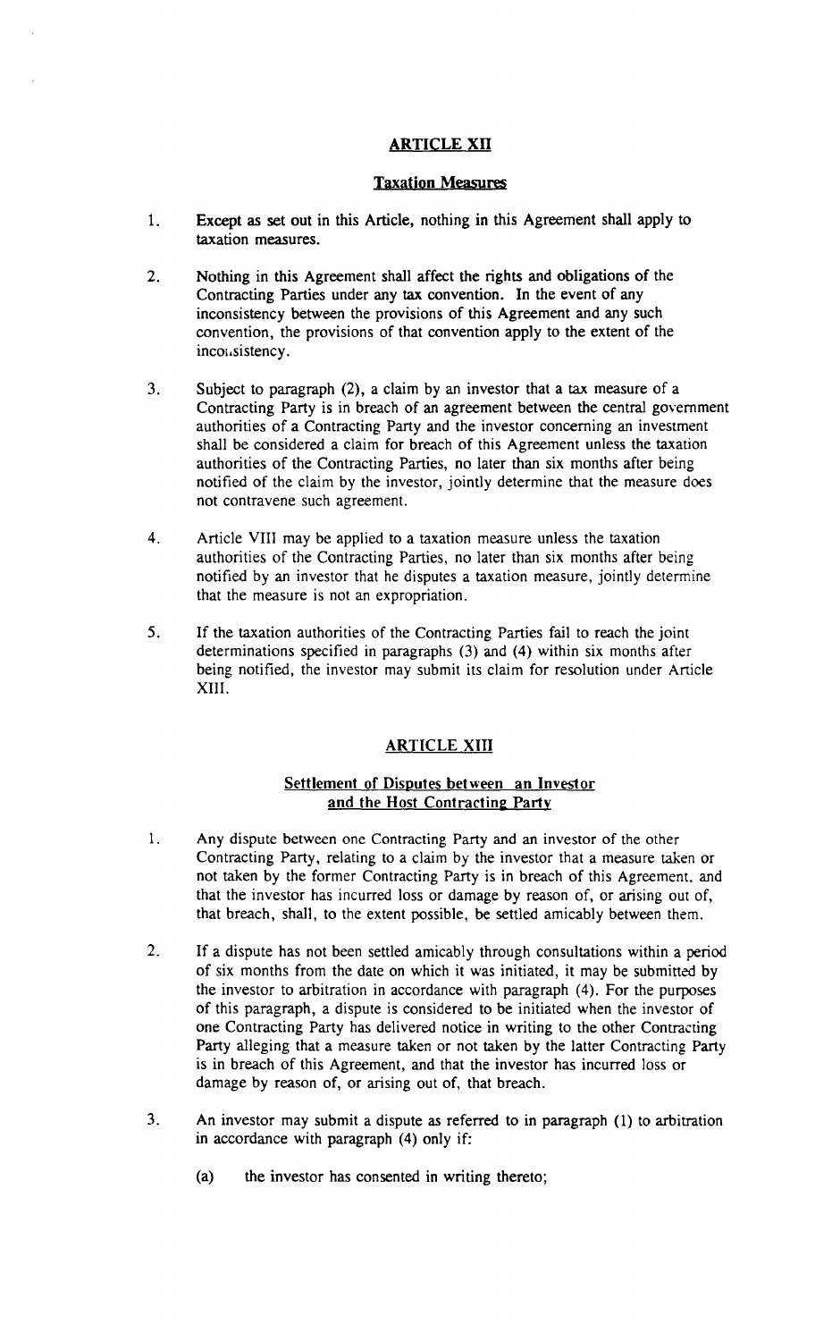## ARTICLE XII

### Taxation Measures

1. Except as set out in this Article, nothing in this Agreement shall apply to taxation measures.

2. Nothing in this Agreement shall affect the rights and obligations of the Contracting Parties under any tax convention. In the event of any inconsistency between the provisions of this Agreement and any such convention, the provisions of that convention apply to the extent of the inconsistency.

3. Subject to paragraph (2), a claim by an investor that a tax measure of a Contracting Party is in breach of an agreement between the central government authorities of a Contracting Party and the investor concerning an investment shall be considered a claim for breach of this Agreement unless the taxation authorities of the Contracting Parties, no later than six months after being notified of the claim by the investor, jointly determine that the measure does not contravene such agreement.

4. Article VIII may be applied to a taxation measure unless the taxation authorities of the Contracting Parties, no later than six months after being notified by an investor that he disputes a taxation measure, jointly determine that the measure is not an expropriation.

5. If the taxation authorities of the Contracting Parties fail to reach the joint determinations specified in paragraphs (3) and (4) within six months after being notified, the investor may submit its claim for resolution under Article XIII.

## ARTICLE XIII

### Settlement of Disputes between an Investor and the Host Contracting Party

1. Any dispute between one Contracting Party and an investor of the other Contracting Party, relating to a claim by the investor that a measure taken or not taken by the former Contracting Party is in breach of this Agreement. and that the investor has incurred loss or damage by reason of, or arising out of, that breach, shall, to the extent possible, be settled amicably between them.

2. If a dispute has not been settled amicably through consultations within a period of six months from the date on which it was initiated, it may be submitted by the investor to arbitration in accordance with paragraph (4). For the purposes of this paragraph, a dispute is considered to be initiated when the investor of one Contracting Party has delivered notice in writing to the other Contracting Party alleging that a measure taken or not taken by the latter Contracting Party is in breach of this Agreement, and that the investor has incurred loss or damage by reason of, or arising out of, that breach.

3. An investor may submit a dispute as referred to in paragraph (1) to arbitration in accordance with paragraph (4) only if:

   (a) the investor has consented in writing thereto;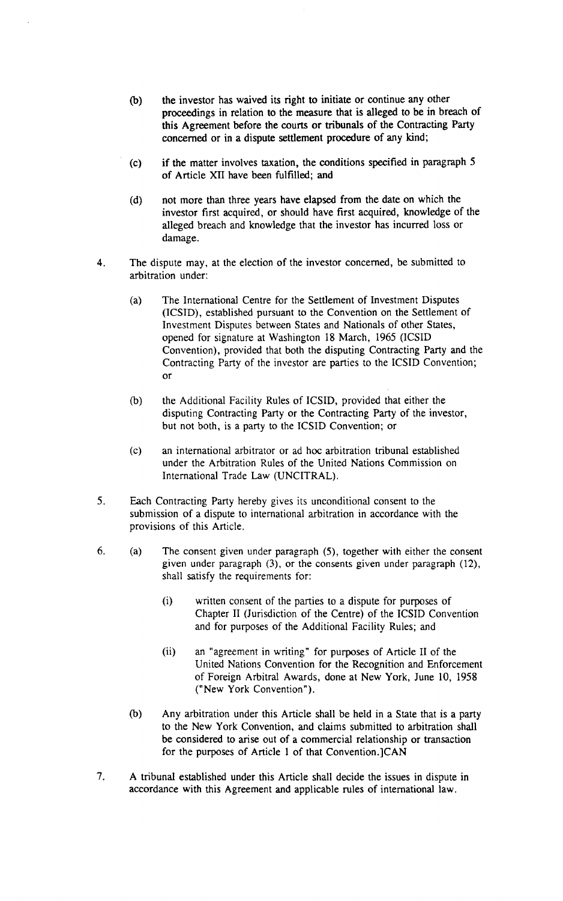(b) the investor has waived its right to initiate or continue any other proceedings in relation to the measure that is alleged to be in breach of this Agreement before the courts or tribunals of the Contracting Party concerned or in a dispute settlement procedure of any kind;

(c) if the matter involves taxation, the conditions specified in paragraph 5 of Article XII have been fulfilled; and

(d) not more than three years have elapsed from the date on which the investor first acquired, or should have first acquired, knowledge of the alleged breach and knowledge that the investor has incurred loss or damage.

4. The dispute may, at the election of the investor concerned, be submitted to arbitration under:

   (a) The International Centre for the Settlement of Investment Disputes (ICSID), established pursuant to the Convention on the Settlement of Investment Disputes between States and Nationals of other States, opened for signature at Washington 18 March, 1965 (ICSID Convention), provided that both the disputing Contracting Party and the Contracting Party of the investor are parties to the ICSID Convention; or

   (b) the Additional Facility Rules of ICSID, provided that either the disputing Contracting Party or the Contracting Party of the investor, but not both, is a party to the ICSID Convention; or

   (c) an international arbitrator or ad hoc arbitration tribunal established under the Arbitration Rules of the United Nations Commission on International Trade Law (UNCITRAL).

5. Each Contracting Party hereby gives its unconditional consent to the submission of a dispute to international arbitration in accordance with the provisions of this Article.

6. (a) The consent given under paragraph (5), together with either the consent given under paragraph (3), or the consents given under paragraph (12), shall satisfy the requirements for:

      (i) written consent of the parties to a dispute for purposes of Chapter II (Jurisdiction of the Centre) of the ICSID Convention and for purposes of the Additional Facility Rules; and

      (ii) an "agreement in writing" for purposes of Article II of the United Nations Convention for the Recognition and Enforcement of Foreign Arbitral Awards, done at New York, June 10, 1958 ("New York Convention").

   (b) Any arbitration under this Article shall be held in a State that is a party to the New York Convention, and claims submitted to arbitration shall be considered to arise out of a commercial relationship or transaction for the purposes of Article 1 of that Convention.]CAN

7. A tribunal established under this Article shall decide the issues in dispute in accordance with this Agreement and applicable rules of international law.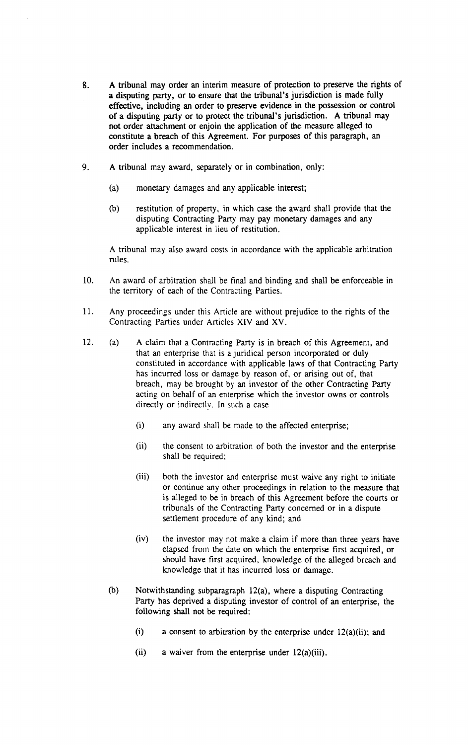8. A tribunal may order an interim measure of protection to preserve the rights of a disputing party, or to ensure that the tribunal's jurisdiction is made fully effective, including an order to preserve evidence in the possession or control of a disputing party or to protect the tribunal's jurisdiction. A tribunal may not order attachment or enjoin the application of the measure alleged to constitute a breach of this Agreement. For purposes of this paragraph, an order includes a recommendation.

9. A tribunal may award, separately or in combination, only:

   (a) monetary damages and any applicable interest;

   (b) restitution of property, in which case the award shall provide that the disputing Contracting Party may pay monetary damages and any applicable interest in lieu of restitution.

   A tribunal may also award costs in accordance with the applicable arbitration rules.

10. An award of arbitration shall be final and binding and shall be enforceable in the territory of each of the Contracting Parties.

11. Any proceedings under this Article are without prejudice to the rights of the Contracting Parties under Articles XIV and XV.

12. (a) A claim that a Contracting Party is in breach of this Agreement, and that an enterprise that is a juridical person incorporated or duly constituted in accordance with applicable laws of that Contracting Party has incurred loss or damage by reason of, or arising out of, that breach, may be brought by an investor of the other Contracting Party acting on behalf of an enterprise which the investor owns or controls directly or indirectly. In such a case

   (i) any award shall be made to the affected enterprise;

   (ii) the consent to arbitration of both the investor and the enterprise shall be required;

   (iii) both the investor and enterprise must waive any right to initiate or continue any other proceedings in relation to the measure that is alleged to be in breach of this Agreement before the courts or tribunals of the Contracting Party concerned or in a dispute settlement procedure of any kind; and

   (iv) the investor may not make a claim if more than three years have elapsed from the date on which the enterprise first acquired, or should have first acquired, knowledge of the alleged breach and knowledge that it has incurred loss or damage.

   (b) Notwithstanding subparagraph 12(a), where a disputing Contracting Party has deprived a disputing investor of control of an enterprise, the following shall not be required:

   (i) a consent to arbitration by the enterprise under 12(a)(ii); and

   (ii) a waiver from the enterprise under 12(a)(iii).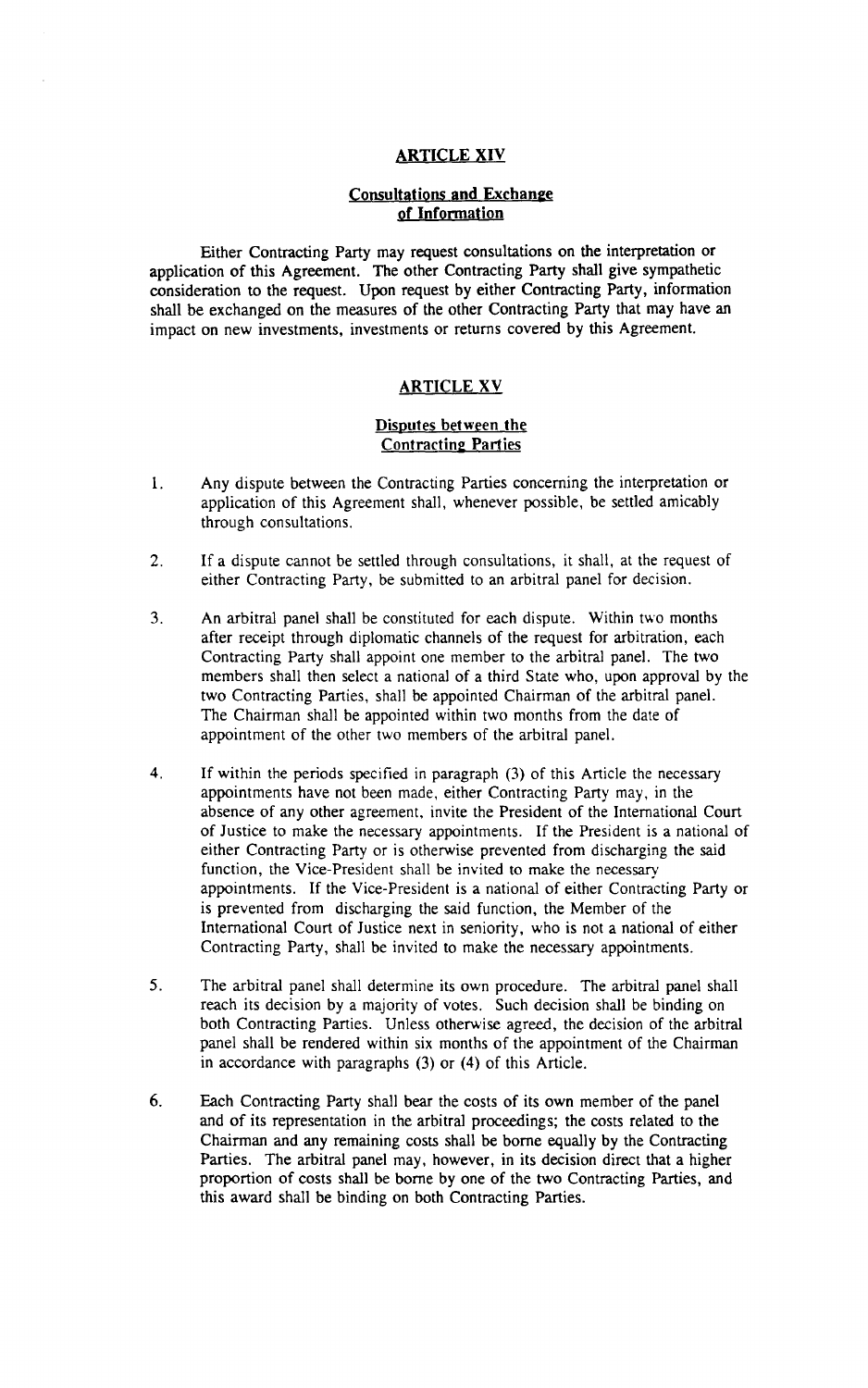## ARTICLE XIV

### Consultations and Exchange of Information

Either Contracting Party may request consultations on the interpretation or application of this Agreement. The other Contracting Party shall give sympathetic consideration to the request. Upon request by either Contracting Party, information shall be exchanged on the measures of the other Contracting Party that may have an impact on new investments, investments or returns covered by this Agreement.

## ARTICLE XV

### Disputes between the Contracting Parties

1. Any dispute between the Contracting Parties concerning the interpretation or application of this Agreement shall, whenever possible, be settled amicably through consultations.

2. If a dispute cannot be settled through consultations, it shall, at the request of either Contracting Party, be submitted to an arbitral panel for decision.

3. An arbitral panel shall be constituted for each dispute. Within two months after receipt through diplomatic channels of the request for arbitration, each Contracting Party shall appoint one member to the arbitral panel. The two members shall then select a national of a third State who, upon approval by the two Contracting Parties, shall be appointed Chairman of the arbitral panel. The Chairman shall be appointed within two months from the date of appointment of the other two members of the arbitral panel.

4. If within the periods specified in paragraph (3) of this Article the necessary appointments have not been made, either Contracting Party may, in the absence of any other agreement, invite the President of the International Court of Justice to make the necessary appointments. If the President is a national of either Contracting Party or is otherwise prevented from discharging the said function, the Vice-President shall be invited to make the necessary appointments. If the Vice-President is a national of either Contracting Party or is prevented from discharging the said function, the Member of the International Court of Justice next in seniority, who is not a national of either Contracting Party, shall be invited to make the necessary appointments.

5. The arbitral panel shall determine its own procedure. The arbitral panel shall reach its decision by a majority of votes. Such decision shall be binding on both Contracting Parties. Unless otherwise agreed, the decision of the arbitral panel shall be rendered within six months of the appointment of the Chairman in accordance with paragraphs (3) or (4) of this Article.

6. Each Contracting Party shall bear the costs of its own member of the panel and of its representation in the arbitral proceedings; the costs related to the Chairman and any remaining costs shall be borne equally by the Contracting Parties. The arbitral panel may, however, in its decision direct that a higher proportion of costs shall be borne by one of the two Contracting Parties, and this award shall be binding on both Contracting Parties.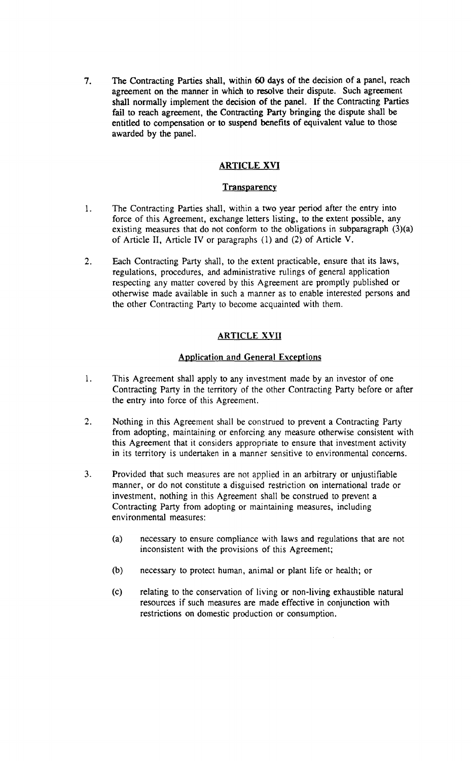7. The Contracting Parties shall, within 60 days of the decision of a panel, reach agreement on the manner in which to resolve their dispute. Such agreement shall normally implement the decision of the panel. If the Contracting Parties fail to reach agreement, the Contracting Party bringing the dispute shall be entitled to compensation or to suspend benefits of equivalent value to those awarded by the panel.

## ARTICLE XVI

### Transparency

1. The Contracting Parties shall, within a two year period after the entry into force of this Agreement, exchange letters listing, to the extent possible, any existing measures that do not conform to the obligations in subparagraph (3)(a) of Article II, Article IV or paragraphs (1) and (2) of Article V.

2. Each Contracting Party shall, to the extent practicable, ensure that its laws, regulations, procedures, and administrative rulings of general application respecting any matter covered by this Agreement are promptly published or otherwise made available in such a manner as to enable interested persons and the other Contracting Party to become acquainted with them.

## ARTICLE XVII

### Application and General Exceptions

1. This Agreement shall apply to any investment made by an investor of one Contracting Party in the territory of the other Contracting Party before or after the entry into force of this Agreement.

2. Nothing in this Agreement shall be construed to prevent a Contracting Party from adopting, maintaining or enforcing any measure otherwise consistent with this Agreement that it considers appropriate to ensure that investment activity in its territory is undertaken in a manner sensitive to environmental concerns.

3. Provided that such measures are not applied in an arbitrary or unjustifiable manner, or do not constitute a disguised restriction on international trade or investment, nothing in this Agreement shall be construed to prevent a Contracting Party from adopting or maintaining measures, including environmental measures:

   (a) necessary to ensure compliance with laws and regulations that are not inconsistent with the provisions of this Agreement;

   (b) necessary to protect human, animal or plant life or health; or

   (c) relating to the conservation of living or non-living exhaustible natural resources if such measures are made effective in conjunction with restrictions on domestic production or consumption.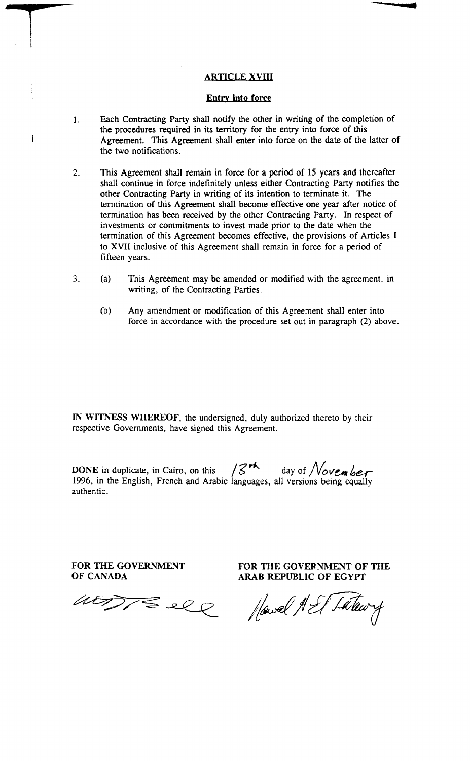## ARTICLE XVIII

### Entry into force

1. Each Contracting Party shall notify the other in writing of the completion of the procedures required in its territory for the entry into force of this Agreement. This Agreement shall enter into force on the date of the latter of the two notifications.

2. This Agreement shall remain in force for a period of 15 years and thereafter shall continue in force indefinitely unless either Contracting Party notifies the other Contracting Party in writing of its intention to terminate it. The termination of this Agreement shall become effective one year after notice of termination has been received by the other Contracting Party. In respect of investments or commitments to invest made prior to the date when the termination of this Agreement becomes effective, the provisions of Articles I to XVII inclusive of this Agreement shall remain in force for a period of fifteen years.

3. (a) This Agreement may be amended or modified with the agreement, in writing, of the Contracting Parties.

   (b) Any amendment or modification of this Agreement shall enter into force in accordance with the procedure set out in paragraph (2) above.

**IN WITNESS WHEREOF**, the undersigned, duly authorized thereto by their respective Governments, have signed this Agreement.

**DONE** in duplicate, in Cairo, on this 13th day of November 1996, in the English, French and Arabic languages, all versions being equally authentic.

| FOR THE GOVERNMENT OF CANADA | FOR THE GOVERNMENT OF THE ARAB REPUBLIC OF EGYPT |
| --- | --- |
| [signature] | [signature] |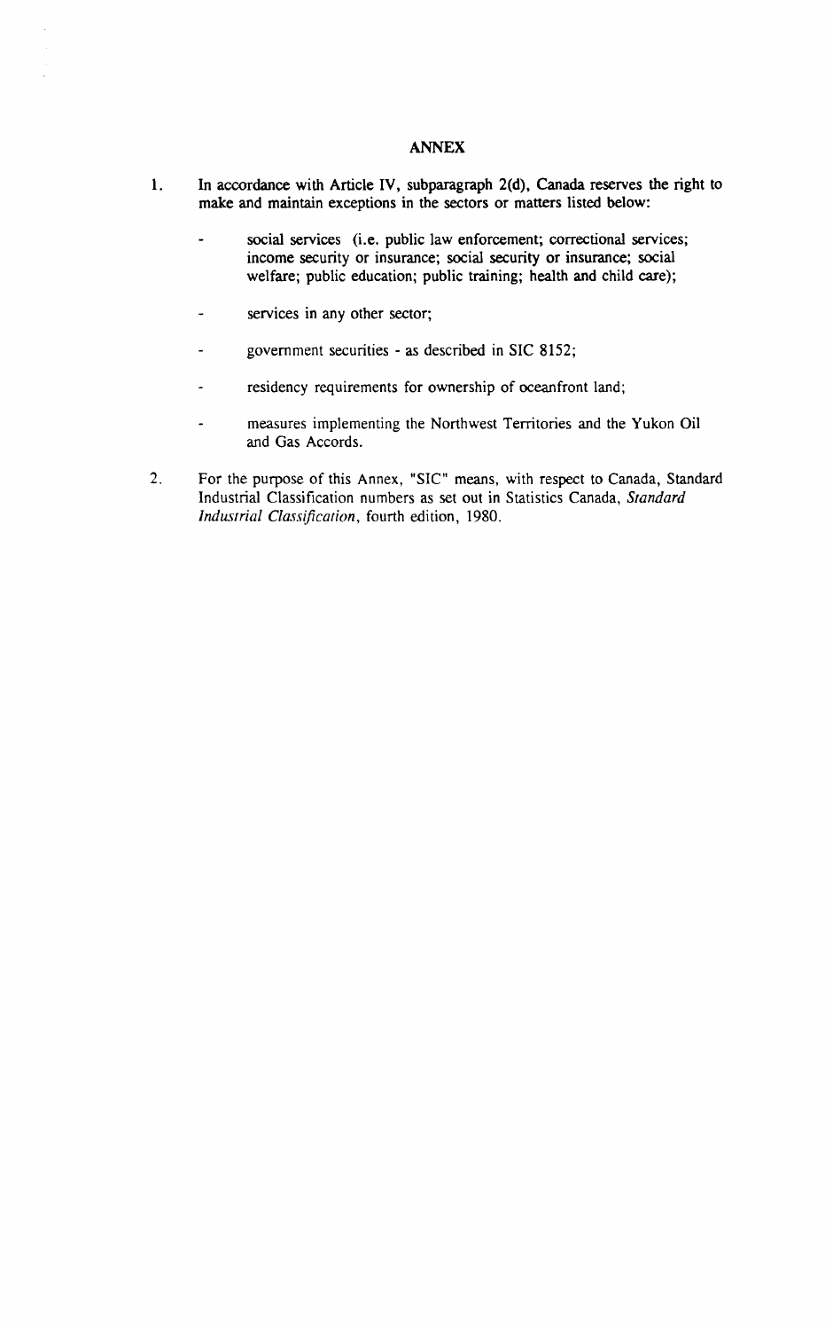## ANNEX

1. In accordance with Article IV, subparagraph 2(d), Canada reserves the right to make and maintain exceptions in the sectors or matters listed below:

   - social services (i.e. public law enforcement; correctional services; income security or insurance; social security or insurance; social welfare; public education; public training; health and child care);

   - services in any other sector;

   - government securities - as described in SIC 8152;

   - residency requirements for ownership of oceanfront land;

   - measures implementing the Northwest Territories and the Yukon Oil and Gas Accords.

2. For the purpose of this Annex, "SIC" means, with respect to Canada, Standard Industrial Classification numbers as set out in Statistics Canada, *Standard Industrial Classification*, fourth edition, 1980.